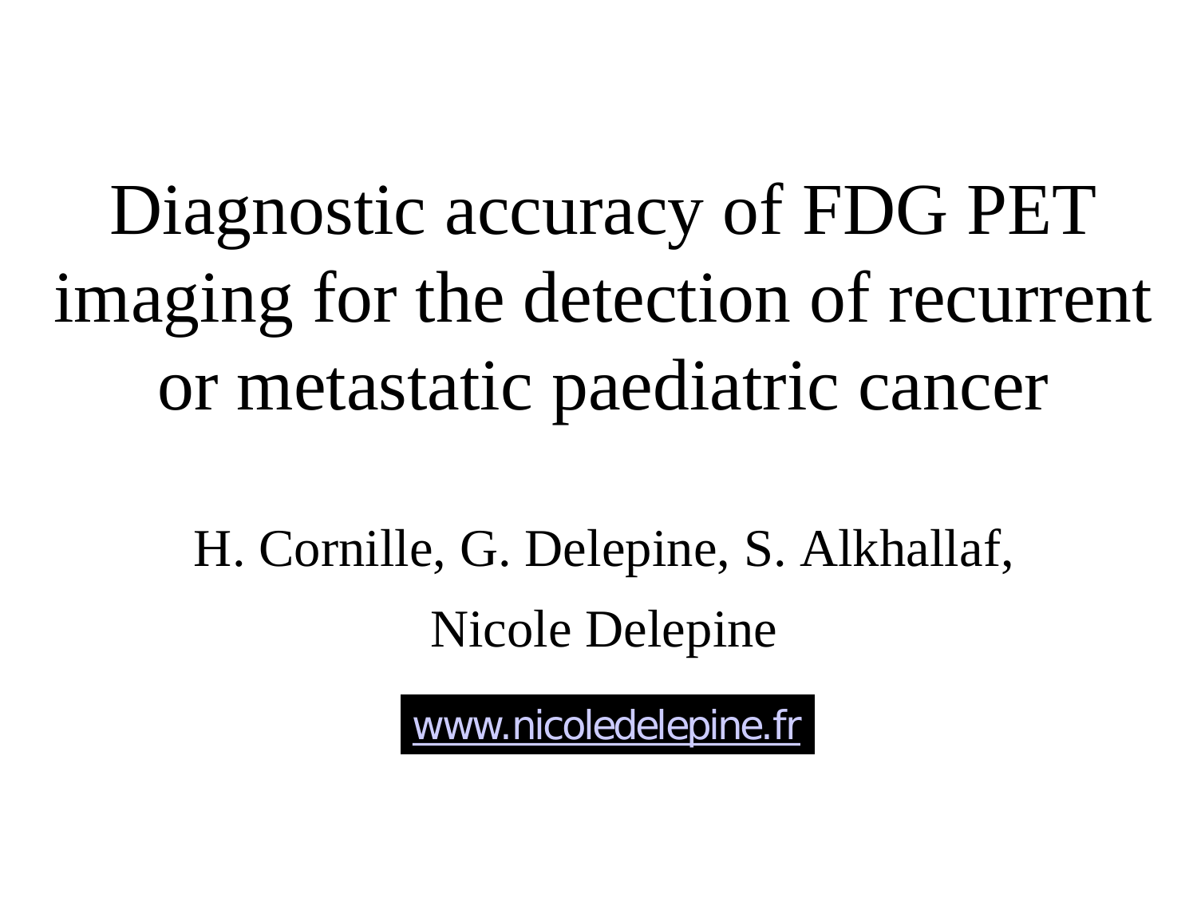# Diagnostic accuracy of FDG PET imaging for the detection of recurrent or metastatic paediatric cancer

H. Cornille, G. Delepine, S. Alkhallaf,

Nicole Delepine

www.nicoledelepine.fr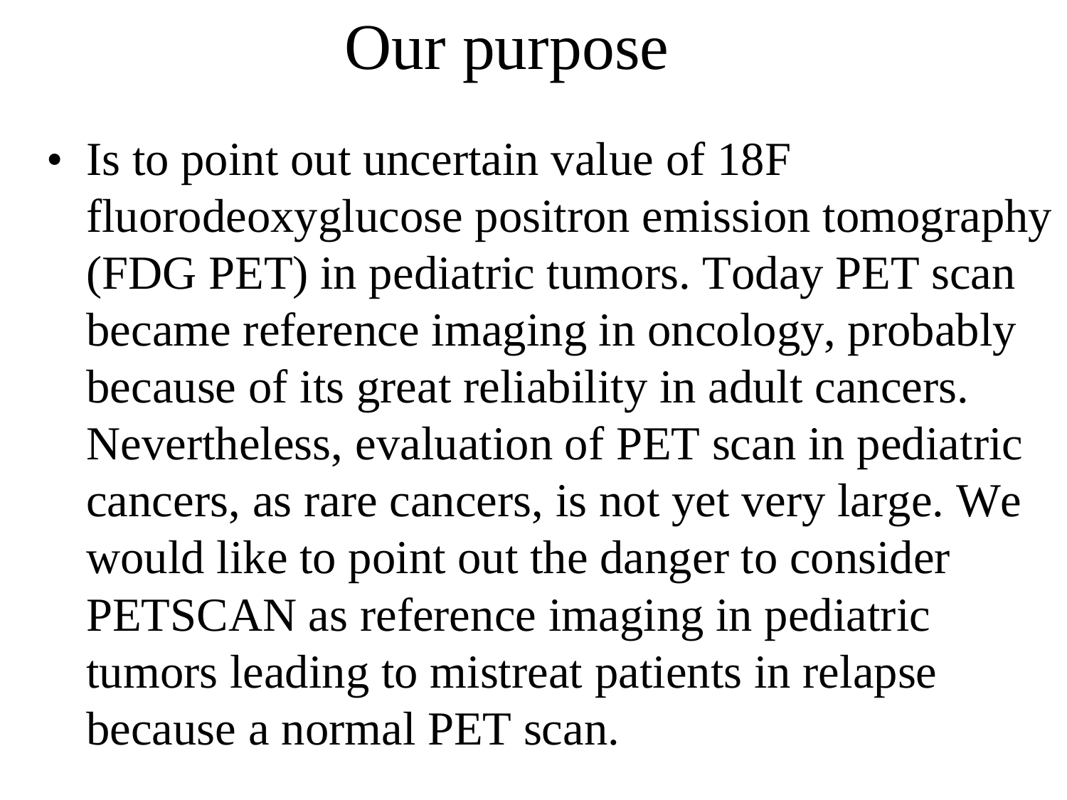# Our purpose

- Is to point out uncertain value of 18F fluorodeoxyglucose positron emission tomography (FDG PET) in pediatric tumors. Today PET scan became reference imaging in oncology, probably because of its great reliability in adult cancers. Nevertheless, evaluation of PET scan in pediatric cancers, as rare cancers, is not yet very large. We would like to point out the danger to consider PETSCAN as reference imaging in pediatric tumors leading to mistreat patients in relapse because a normal PET scan.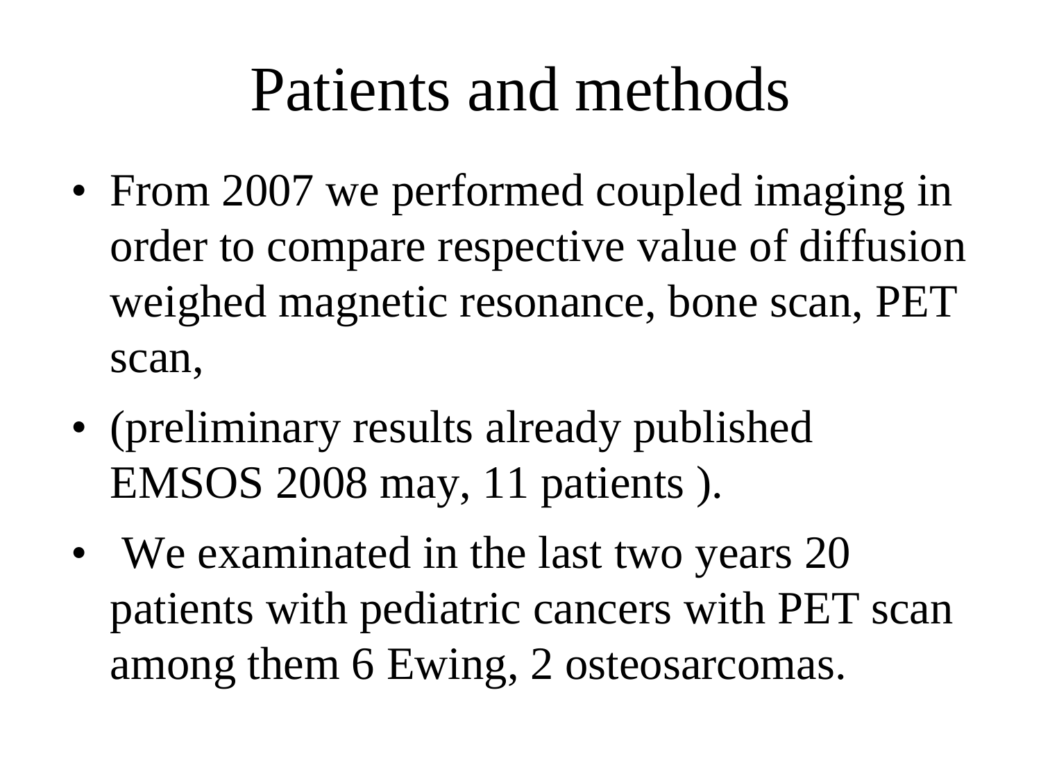# Patients and methods

- From 2007 we performed coupled imaging in order to compare respective value of diffusion weighed magnetic resonance, bone scan, PET scan,
- (preliminary results already published EMSOS 2008 may, 11 patients ).
- We examinated in the last two years 20 patients with pediatric cancers with PET scan among them 6 Ewing, 2 osteosarcomas.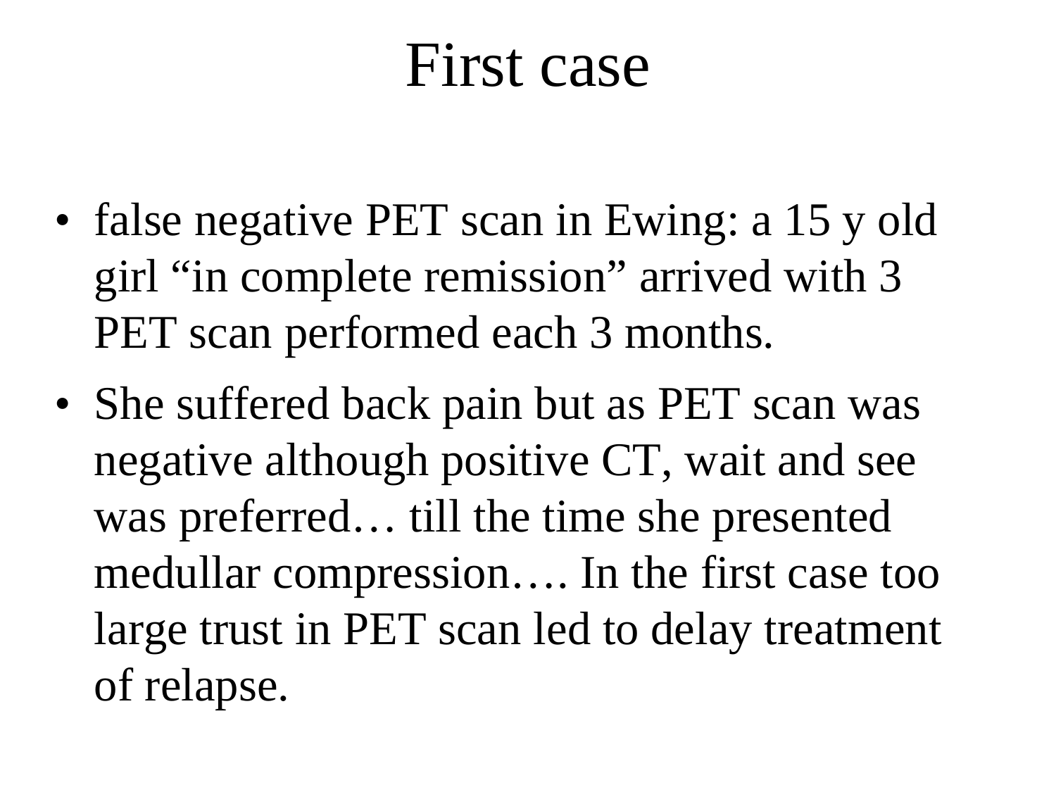# First case

- false negative PET scan in Ewing: a 15 y old girl “in complete remission” arrived with 3 PET scan performed each 3 months.
- She suffered back pain but as PET scan was negative although positive CT, wait and see was preferred… till the time she presented medullar compression…. In the first case too large trust in PET scan led to delay treatment of relapse.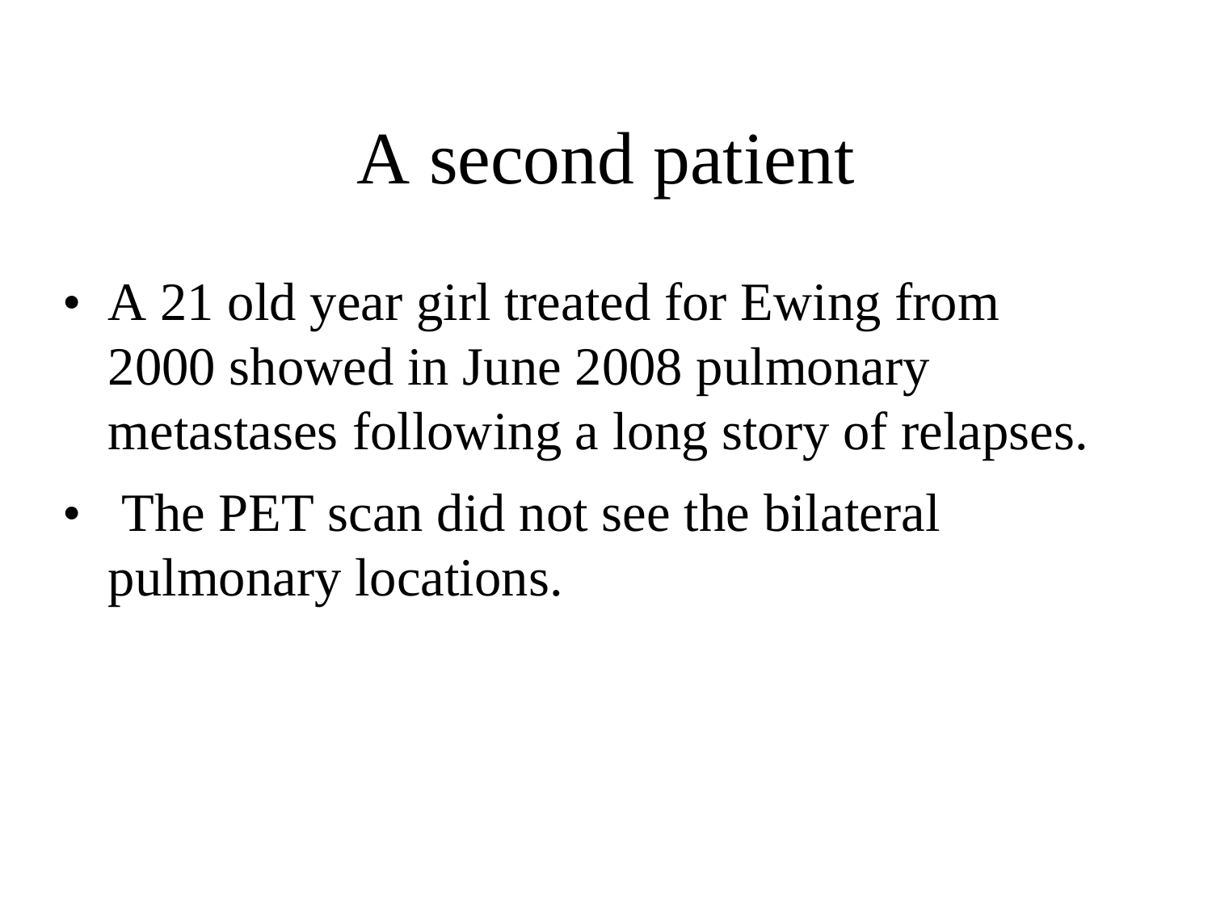# A second patient

- A 21 old year girl treated for Ewing from 2000 showed in June 2008 pulmonary metastases following a long story of relapses.
- The PET scan did not see the bilateral pulmonary locations.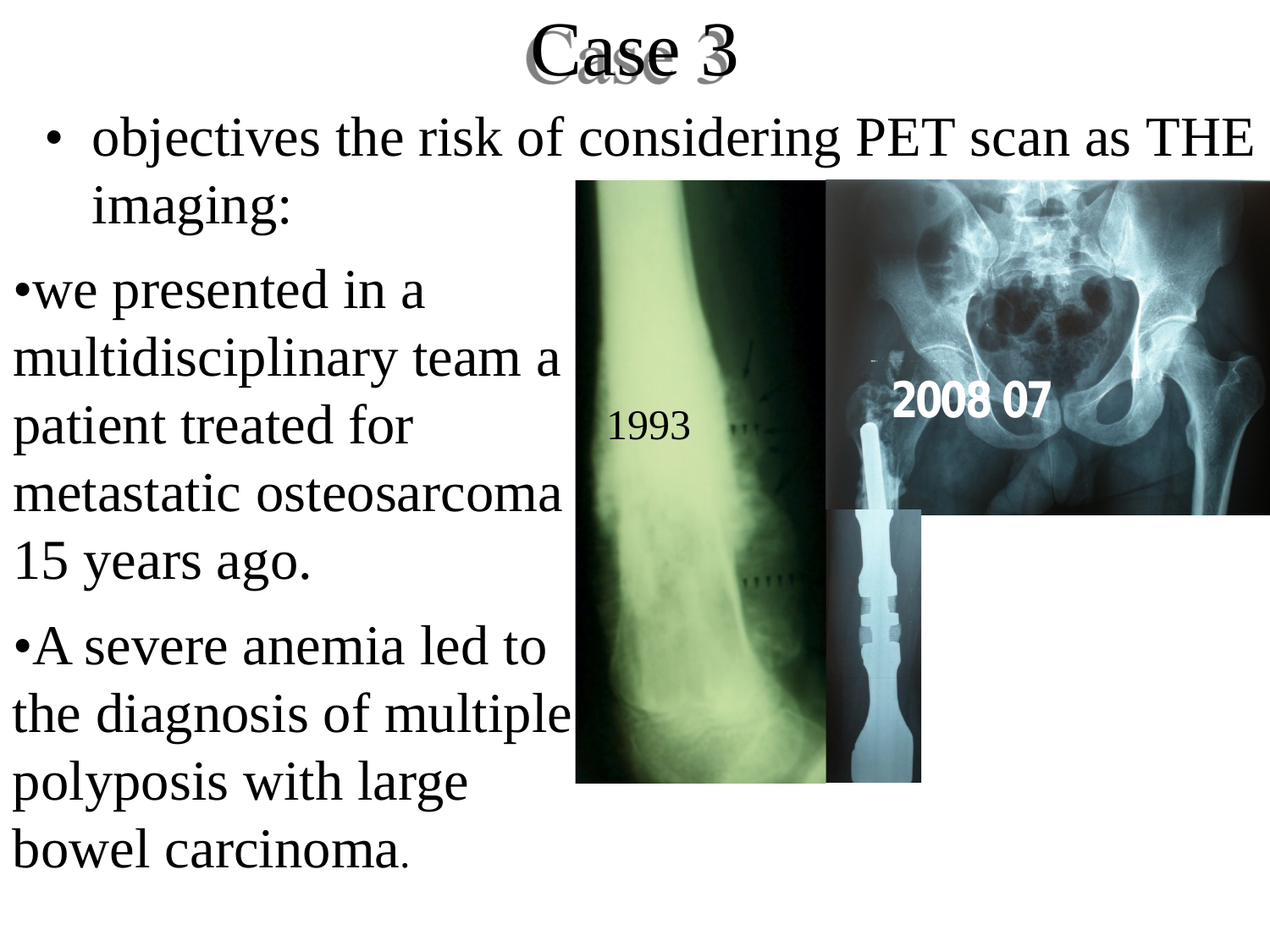# Case 3

- objectives the risk of considering PET scan as THE imaging:

- we presented in a multidisciplinary team a patient treated for metastatic osteosarcoma 15 years ago.
- A severe anemia led to the diagnosis of multiple polyposis with large bowel carcinoma.

1993

2008 07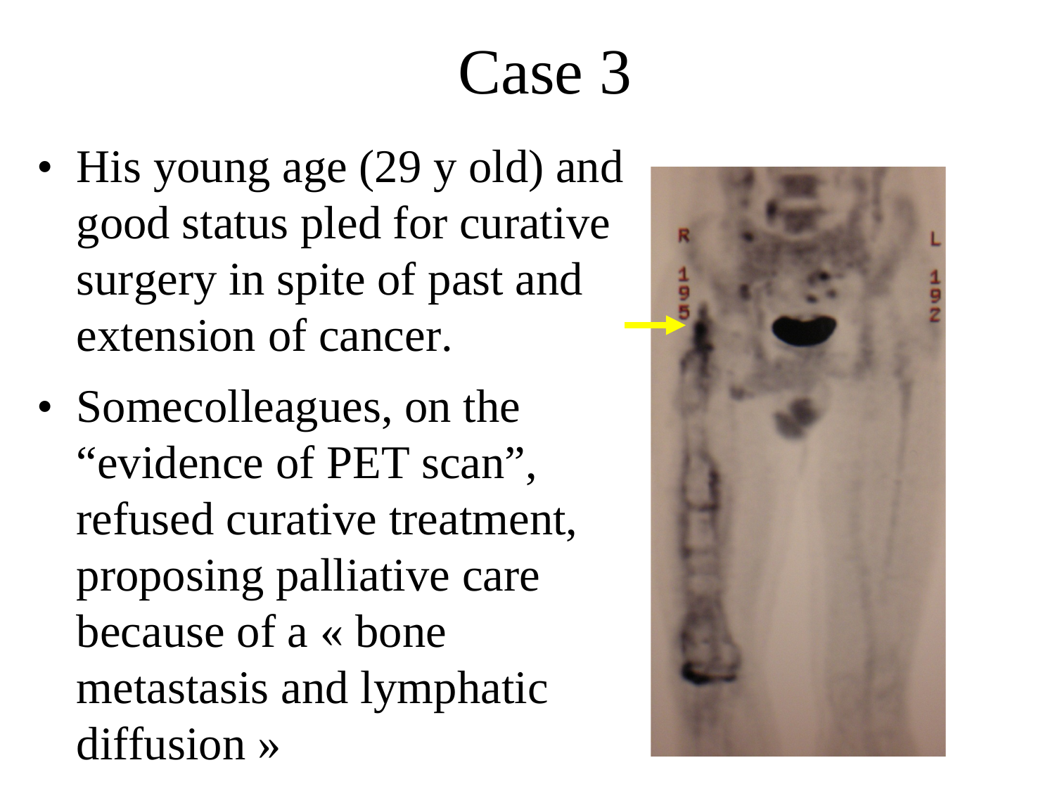# Case 3

- His young age (29 y old) and good status pled for curative surgery in spite of past and extension of cancer.
- Somecolleagues, on the "evidence of PET scan", refused curative treatment, proposing palliative care because of a « bone metastasis and lymphatic diffusion »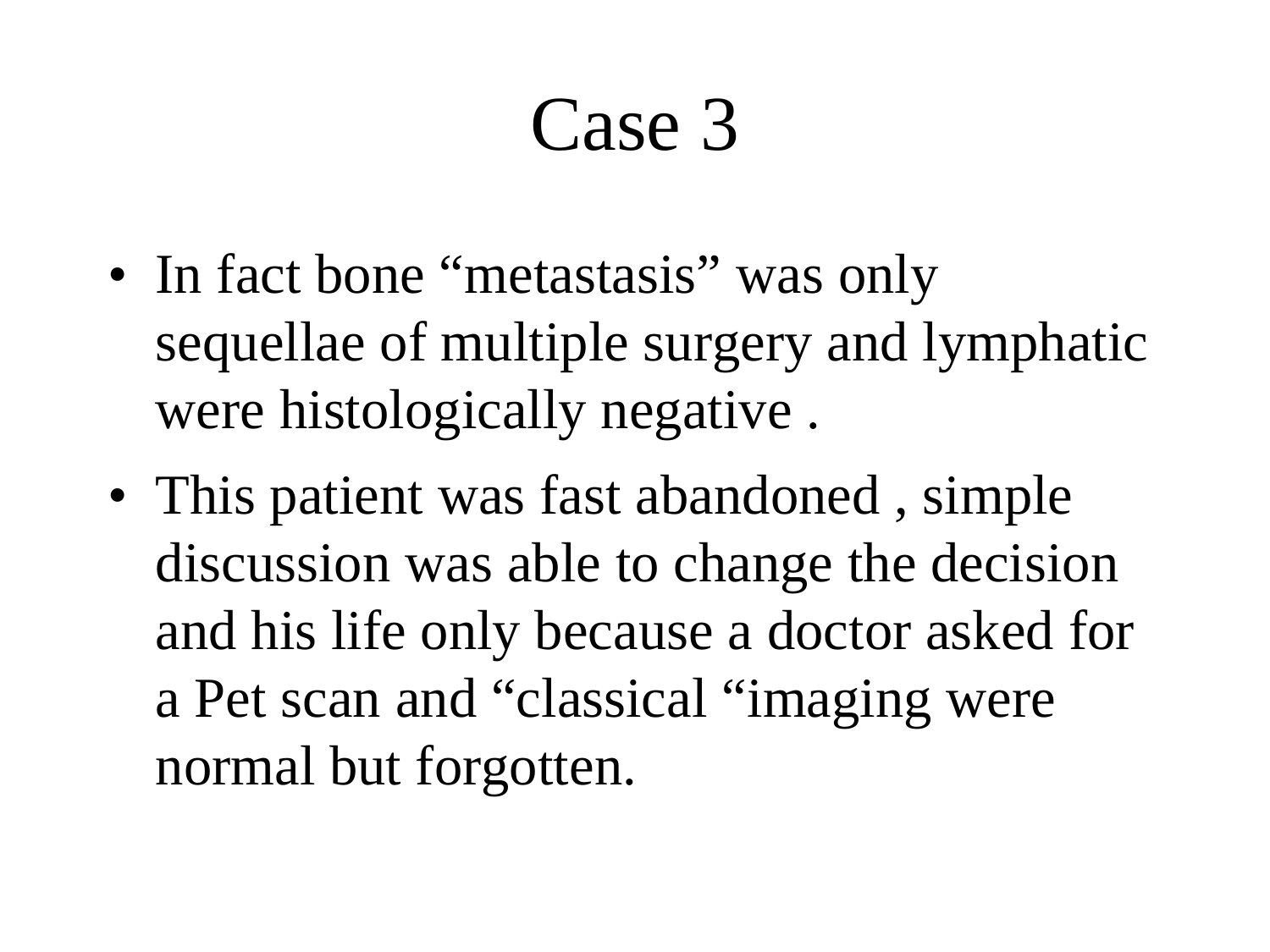# Case 3

- In fact bone “metastasis” was only sequellae of multiple surgery and lymphatic were histologically negative .
- This patient was fast abandoned , simple discussion was able to change the decision and his life only because a doctor asked for a Pet scan and “classical “imaging were normal but forgotten.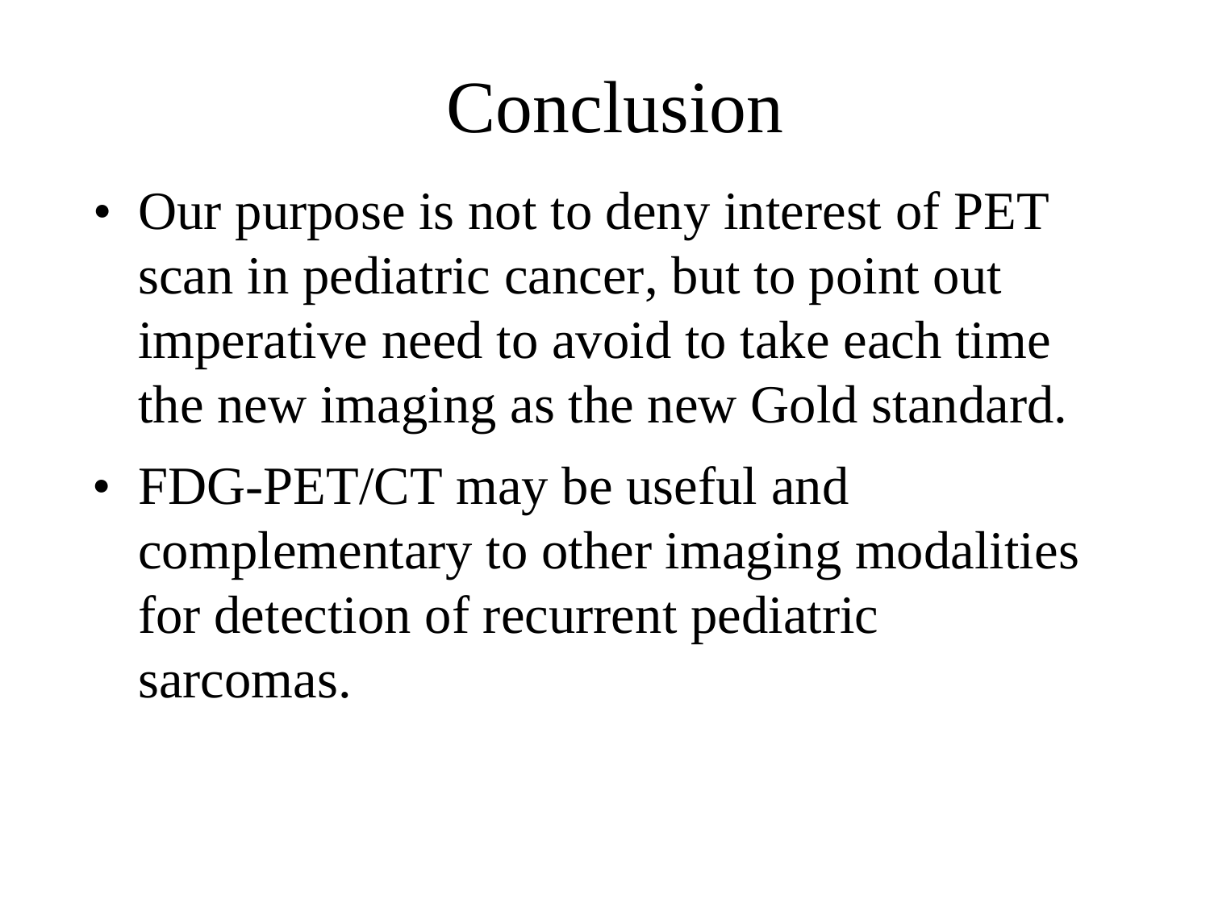# Conclusion

- Our purpose is not to deny interest of PET scan in pediatric cancer, but to point out imperative need to avoid to take each time the new imaging as the new Gold standard.
- FDG-PET/CT may be useful and complementary to other imaging modalities for detection of recurrent pediatric sarcomas.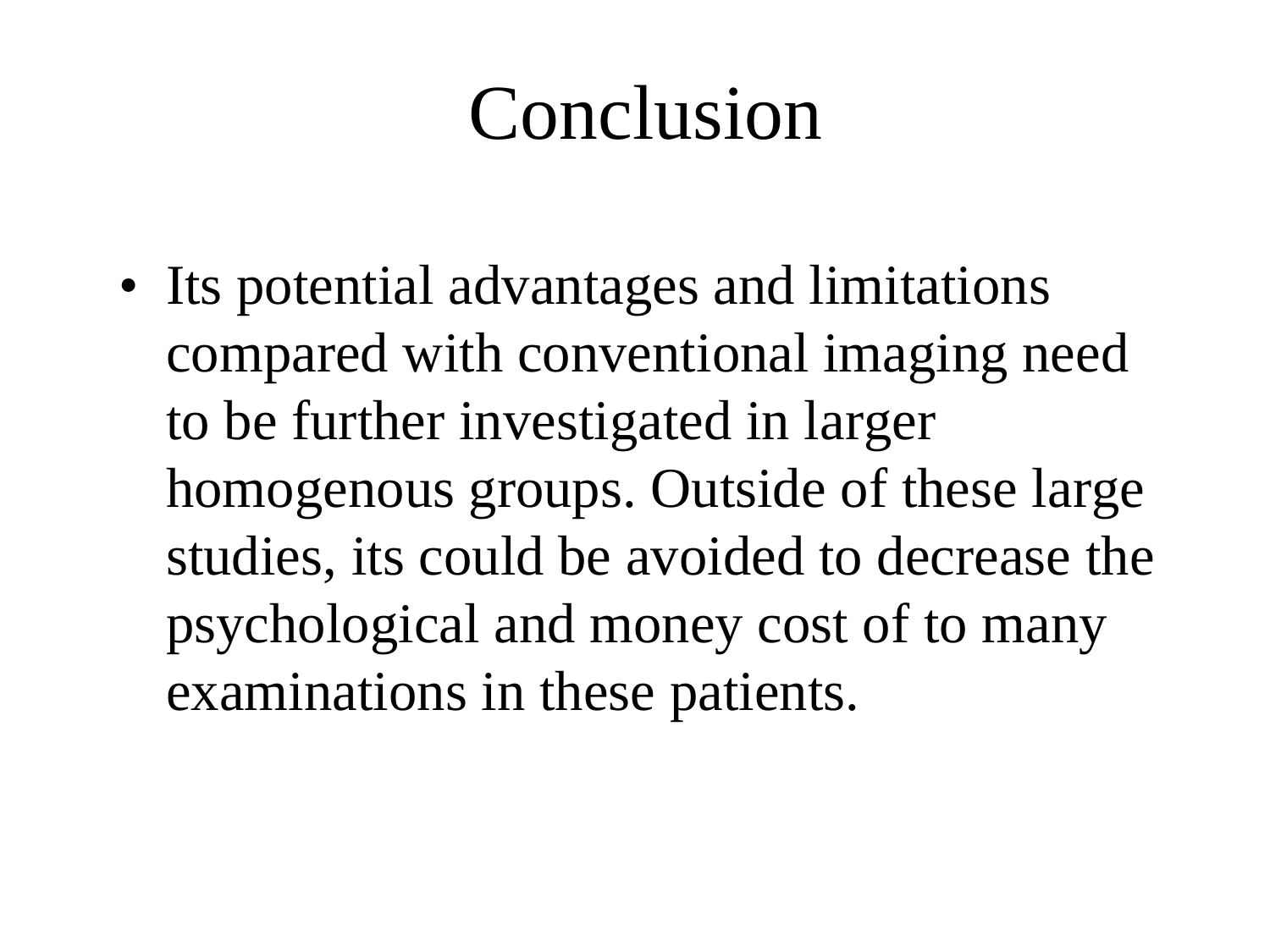# Conclusion

- Its potential advantages and limitations compared with conventional imaging need to be further investigated in larger homogenous groups. Outside of these large studies, its could be avoided to decrease the psychological and money cost of to many examinations in these patients.